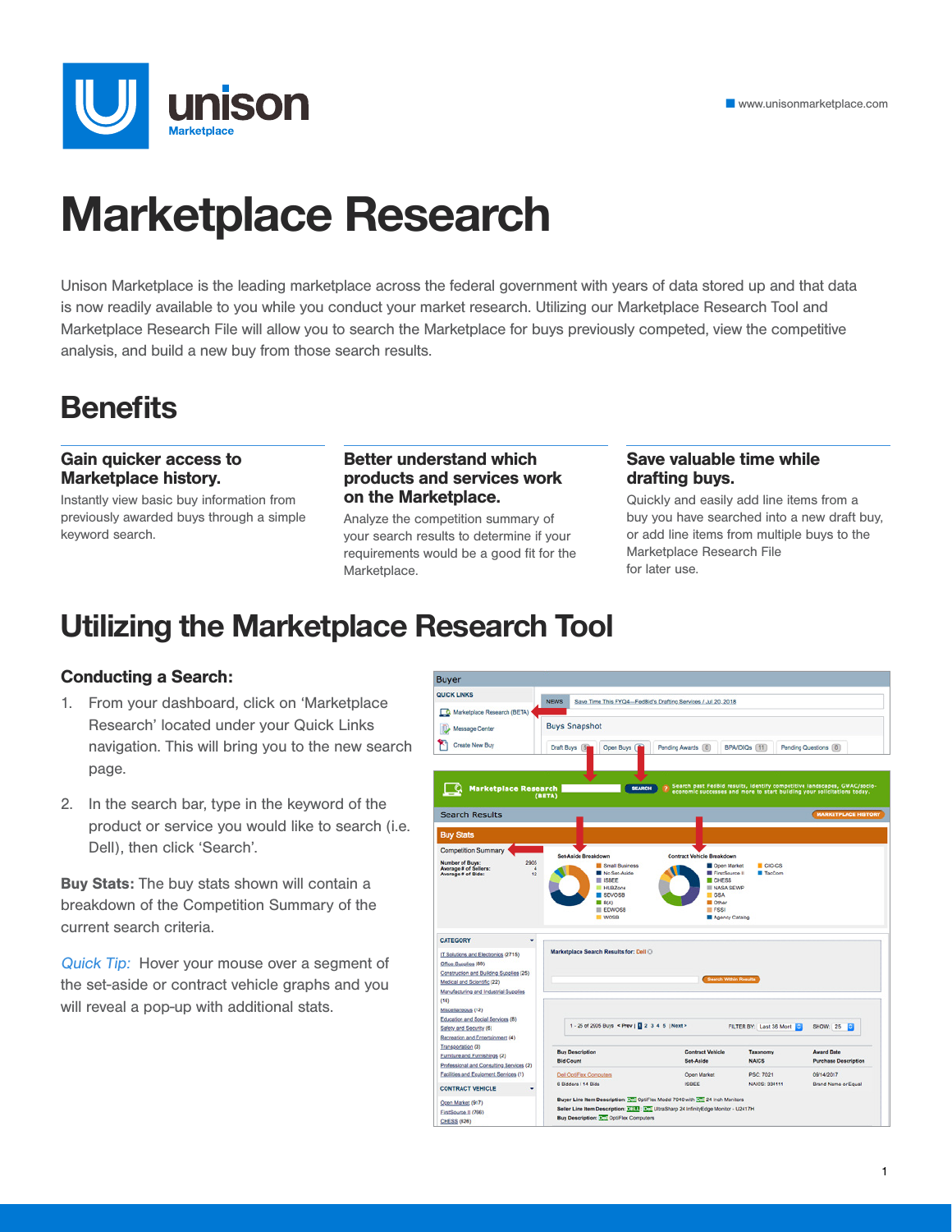# Marketplace Research

Unison Marketplace is the leading marketplace across the federal government with years of data stored up and that data is now readily available to you while you conduct your market research. Utilizing our Marketplace Research Tool and Marketplace Research File will allow you to search the Marketplace for buys previously competed, view the competitive analysis, and build a new buy from those search results.

## Benefits

### Gain quicker access to Marketplace history.

Instantly view basic buy information from previously awarded buys through a simple keyword search.

### Better understand which products and services work on the Marketplace.

Analyze the competition summary of your search results to determine if your requirements would be a good fit for the Marketplace.

### Save valuable time while drafting buys.

Quickly and easily add line items from a buy you have searched into a new draft buy, or add line items from multiple buys to the Marketplace Research File for later use.

## Utilizing the Marketplace Research Tool

### Conducting a Search:

1. From your dashboard, click on ‘Marketplace Research’ located under your Quick Links navigation. This will bring you to the new search page.
2. In the search bar, type in the keyword of the product or service you would like to search (i.e. Dell), then click ‘Search’.

**Buy Stats:** The buy stats shown will contain a breakdown of the Competition Summary of the current search criteria.

*Quick Tip:* Hover your mouse over a segment of the set-aside or contract vehicle graphs and you will reveal a pop-up with additional stats.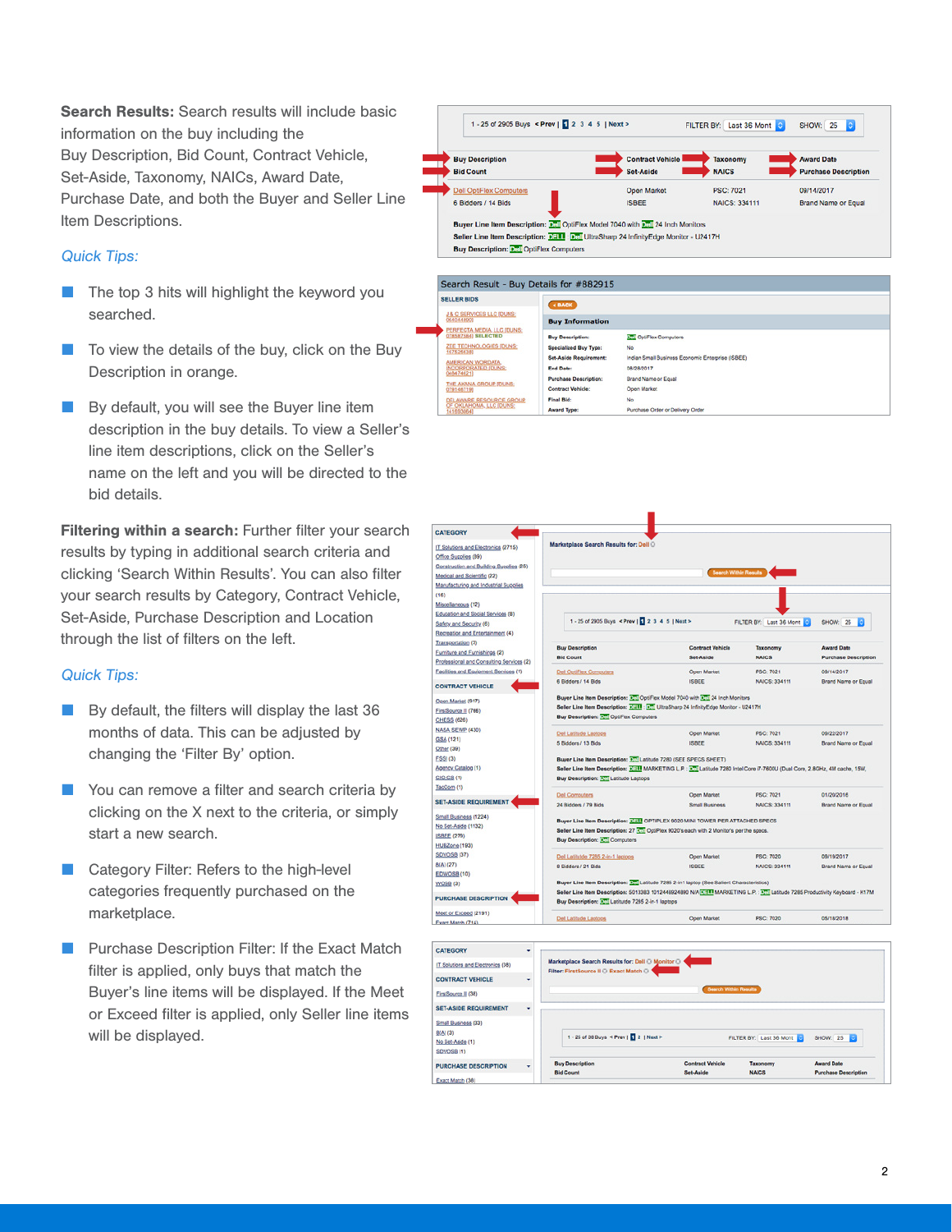**Search Results:** Search results will include basic information on the buy including the Buy Description, Bid Count, Contract Vehicle, Set-Aside, Taxonomy, NAICs, Award Date, Purchase Date, and both the Buyer and Seller Line Item Descriptions.

*Quick Tips:*

- The top 3 hits will highlight the keyword you searched.
- To view the details of the buy, click on the Buy Description in orange.
- By default, you will see the Buyer line item description in the buy details. To view a Seller's line item descriptions, click on the Seller's name on the left and you will be directed to the bid details.

**Filtering within a search:** Further filter your search results by typing in additional search criteria and clicking 'Search Within Results'. You can also filter your search results by Category, Contract Vehicle, Set-Aside, Purchase Description and Location through the list of filters on the left.

*Quick Tips:*

- By default, the filters will display the last 36 months of data. This can be adjusted by changing the 'Filter By' option.
- You can remove a filter and search criteria by clicking on the X next to the criteria, or simply start a new search.
- Category Filter: Refers to the high-level categories frequently purchased on the marketplace.
- Purchase Description Filter: If the Exact Match filter is applied, only buys that match the Buyer's line items will be displayed. If the Meet or Exceed filter is applied, only Seller line items will be displayed.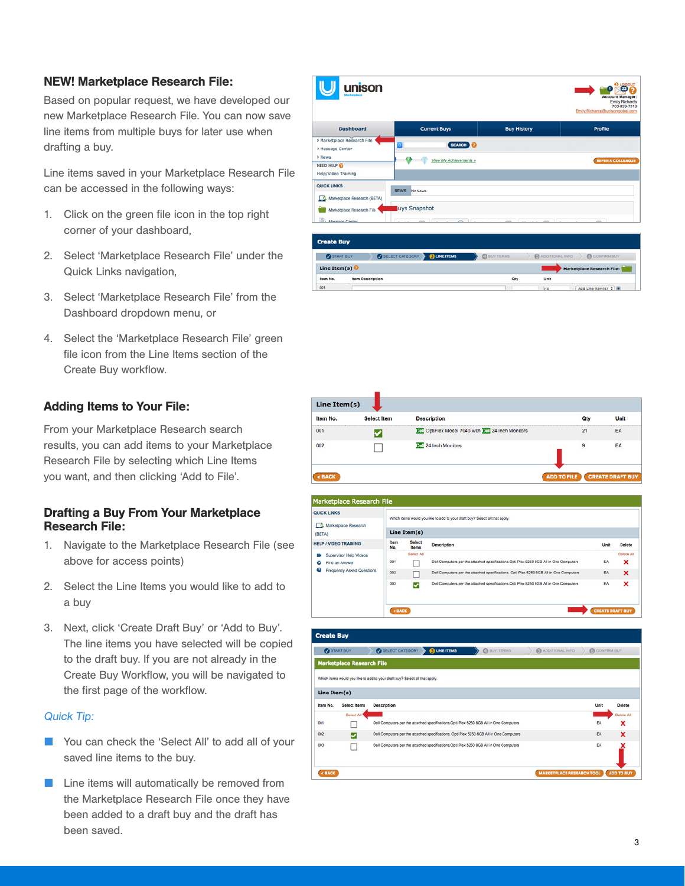## NEW! Marketplace Research File:

Based on popular request, we have developed our new Marketplace Research File. You can now save line items from multiple buys for later use when drafting a buy.

Line items saved in your Marketplace Research File can be accessed in the following ways:

1. Click on the green file icon in the top right corner of your dashboard,
2. Select 'Marketplace Research File' under the Quick Links navigation,
3. Select 'Marketplace Research File' from the Dashboard dropdown menu, or
4. Select the 'Marketplace Research File' green file icon from the Line Items section of the Create Buy workflow.

## Adding Items to Your File:

From your Marketplace Research search results, you can add items to your Marketplace Research File by selecting which Line Items you want, and then clicking 'Add to File'.

## Drafting a Buy From Your Marketplace Research File:

1. Navigate to the Marketplace Research File (see above for access points)
2. Select the Line Items you would like to add to a buy
3. Next, click 'Create Draft Buy' or 'Add to Buy'. The line items you have selected will be copied to the draft buy. If you are not already in the Create Buy Workflow, you will be navigated to the first page of the workflow.

*Quick Tip:*

- You can check the 'Select All' to add all of your saved line items to the buy.
- Line items will automatically be removed from the Marketplace Research File once they have been added to a draft buy and the draft has been saved.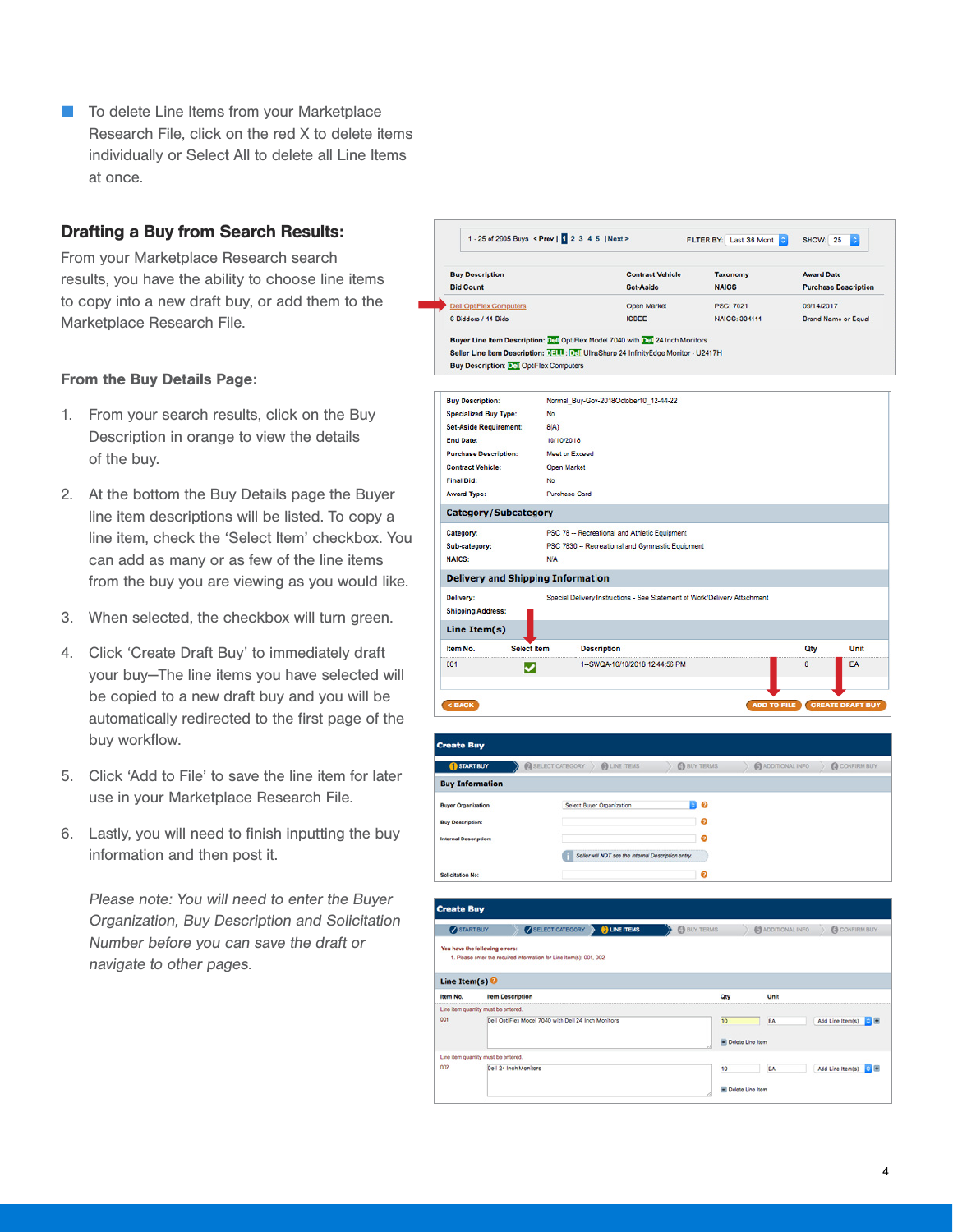- To delete Line Items from your Marketplace Research File, click on the red X to delete items individually or Select All to delete all Line Items at once.

## Drafting a Buy from Search Results:

From your Marketplace Research search results, you have the ability to choose line items to copy into a new draft buy, or add them to the Marketplace Research File.

### From the Buy Details Page:

1. From your search results, click on the Buy Description in orange to view the details of the buy.
2. At the bottom the Buy Details page the Buyer line item descriptions will be listed. To copy a line item, check the 'Select Item' checkbox. You can add as many or as few of the line items from the buy you are viewing as you would like.
3. When selected, the checkbox will turn green.
4. Click 'Create Draft Buy' to immediately draft your buy—The line items you have selected will be copied to a new draft buy and you will be automatically redirected to the first page of the buy workflow.
5. Click 'Add to File' to save the line item for later use in your Marketplace Research File.
6. Lastly, you will need to finish inputting the buy information and then post it.

*Please note: You will need to enter the Buyer Organization, Buy Description and Solicitation Number before you can save the draft or navigate to other pages.*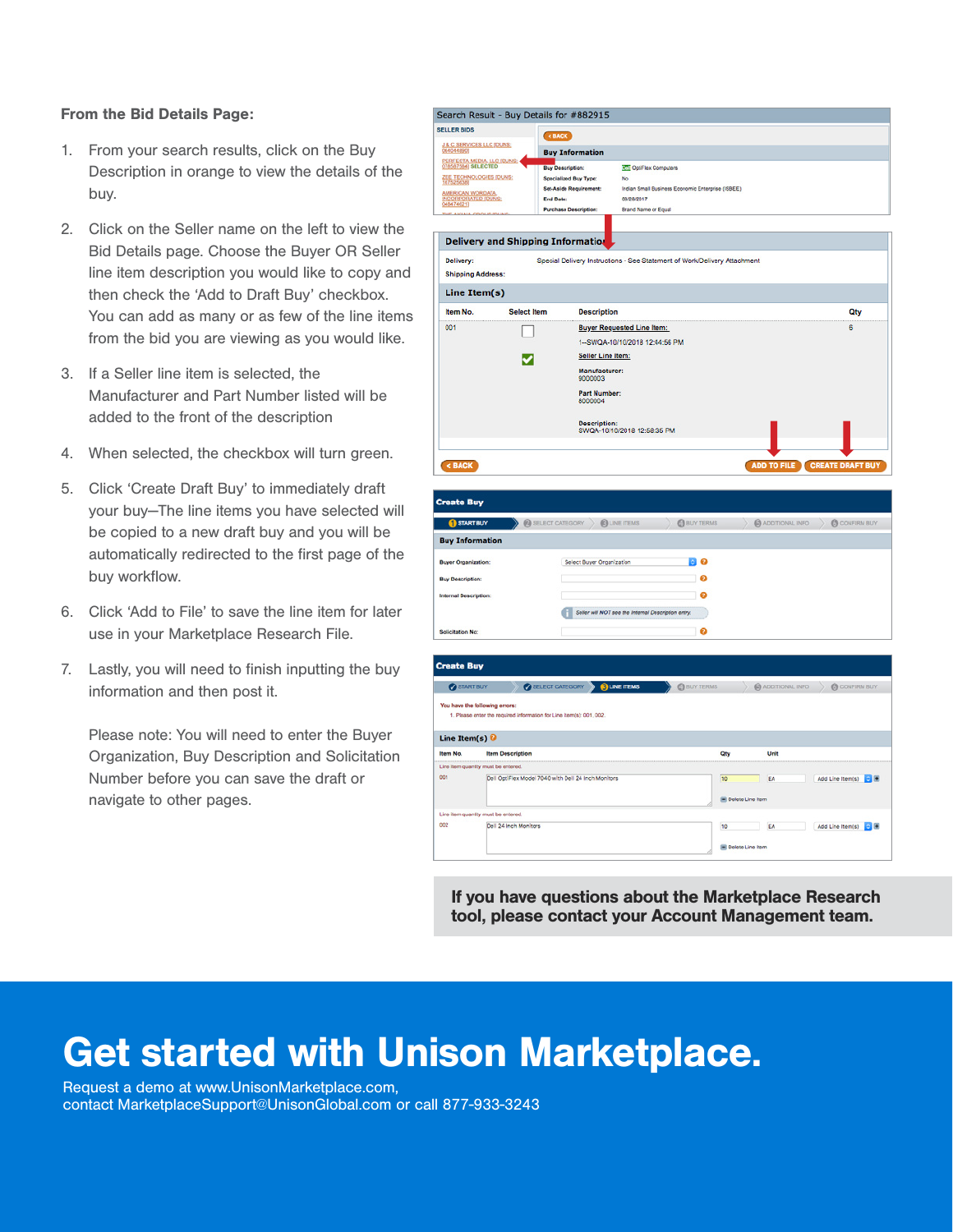**From the Bid Details Page:**

1. From your search results, click on the Buy Description in orange to view the details of the buy.
2. Click on the Seller name on the left to view the Bid Details page. Choose the Buyer OR Seller line item description you would like to copy and then check the 'Add to Draft Buy' checkbox. You can add as many or as few of the line items from the bid you are viewing as you would like.
3. If a Seller line item is selected, the Manufacturer and Part Number listed will be added to the front of the description
4. When selected, the checkbox will turn green.
5. Click 'Create Draft Buy' to immediately draft your buy—The line items you have selected will be copied to a new draft buy and you will be automatically redirected to the first page of the buy workflow.
6. Click 'Add to File' to save the line item for later use in your Marketplace Research File.
7. Lastly, you will need to finish inputting the buy information and then post it.

   Please note: You will need to enter the Buyer Organization, Buy Description and Solicitation Number before you can save the draft or navigate to other pages.

**If you have questions about the Marketplace Research tool, please contact your Account Management team.**

# Get started with Unison Marketplace.

Request a demo at www.UnisonMarketplace.com,
contact MarketplaceSupport@UnisonGlobal.com or call 877-933-3243